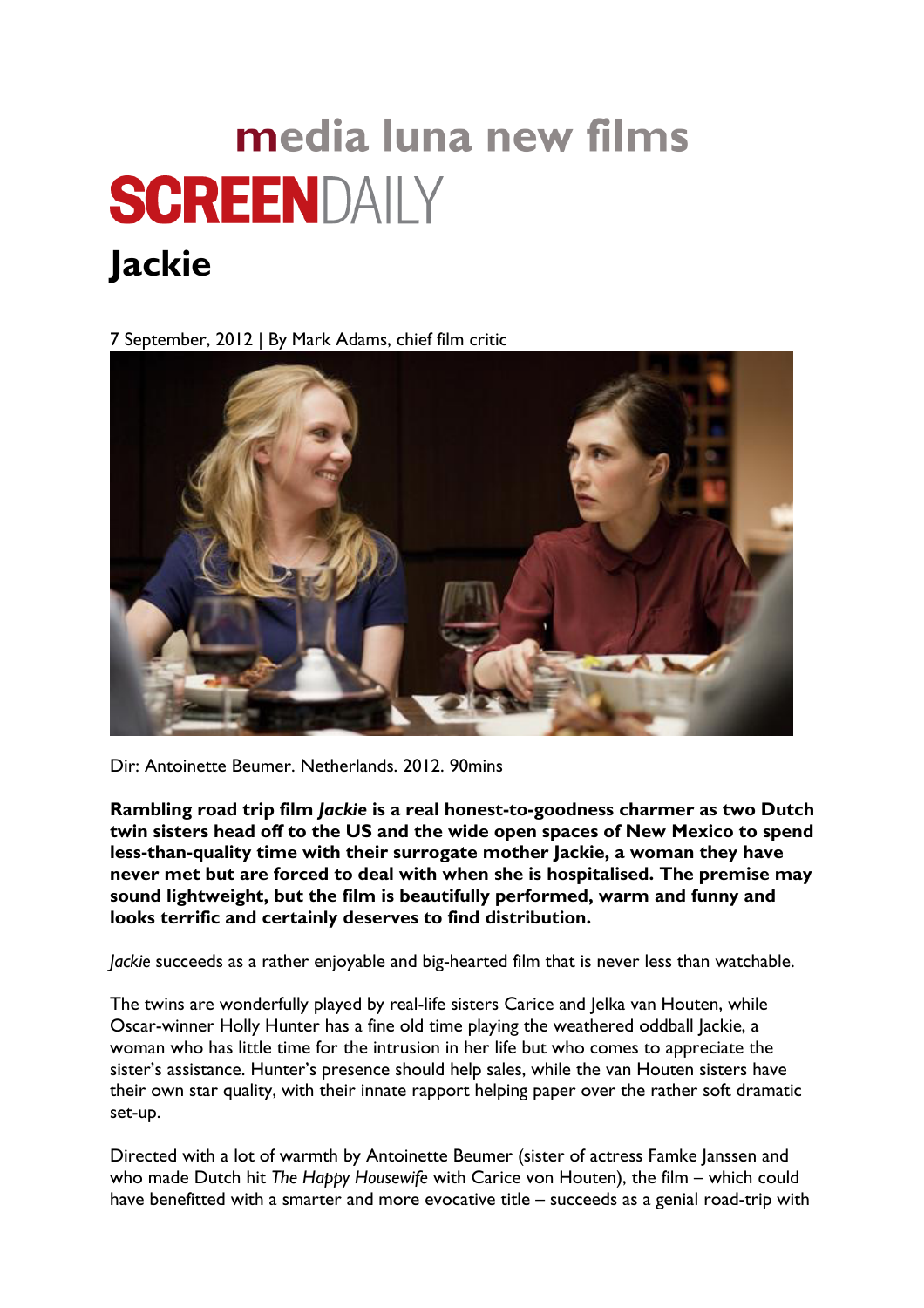media luna new films

SCREENDAILY

# Jackie

7 September, 2012 | By Mark Adams, chief film critic

Dir: Antoinette Beumer. Netherlands. 2012. 90mins

**Rambling road trip film *Jackie* is a real honest-to-goodness charmer as two Dutch twin sisters head off to the US and the wide open spaces of New Mexico to spend less-than-quality time with their surrogate mother Jackie, a woman they have never met but are forced to deal with when she is hospitalised. The premise may sound lightweight, but the film is beautifully performed, warm and funny and looks terrific and certainly deserves to find distribution.**

*Jackie* succeeds as a rather enjoyable and big-hearted film that is never less than watchable.

The twins are wonderfully played by real-life sisters Carice and Jelka van Houten, while Oscar-winner Holly Hunter has a fine old time playing the weathered oddball Jackie, a woman who has little time for the intrusion in her life but who comes to appreciate the sister's assistance. Hunter's presence should help sales, while the van Houten sisters have their own star quality, with their innate rapport helping paper over the rather soft dramatic set-up.

Directed with a lot of warmth by Antoinette Beumer (sister of actress Famke Janssen and who made Dutch hit *The Happy Housewife* with Carice von Houten), the film – which could have benefitted with a smarter and more evocative title – succeeds as a genial road-trip with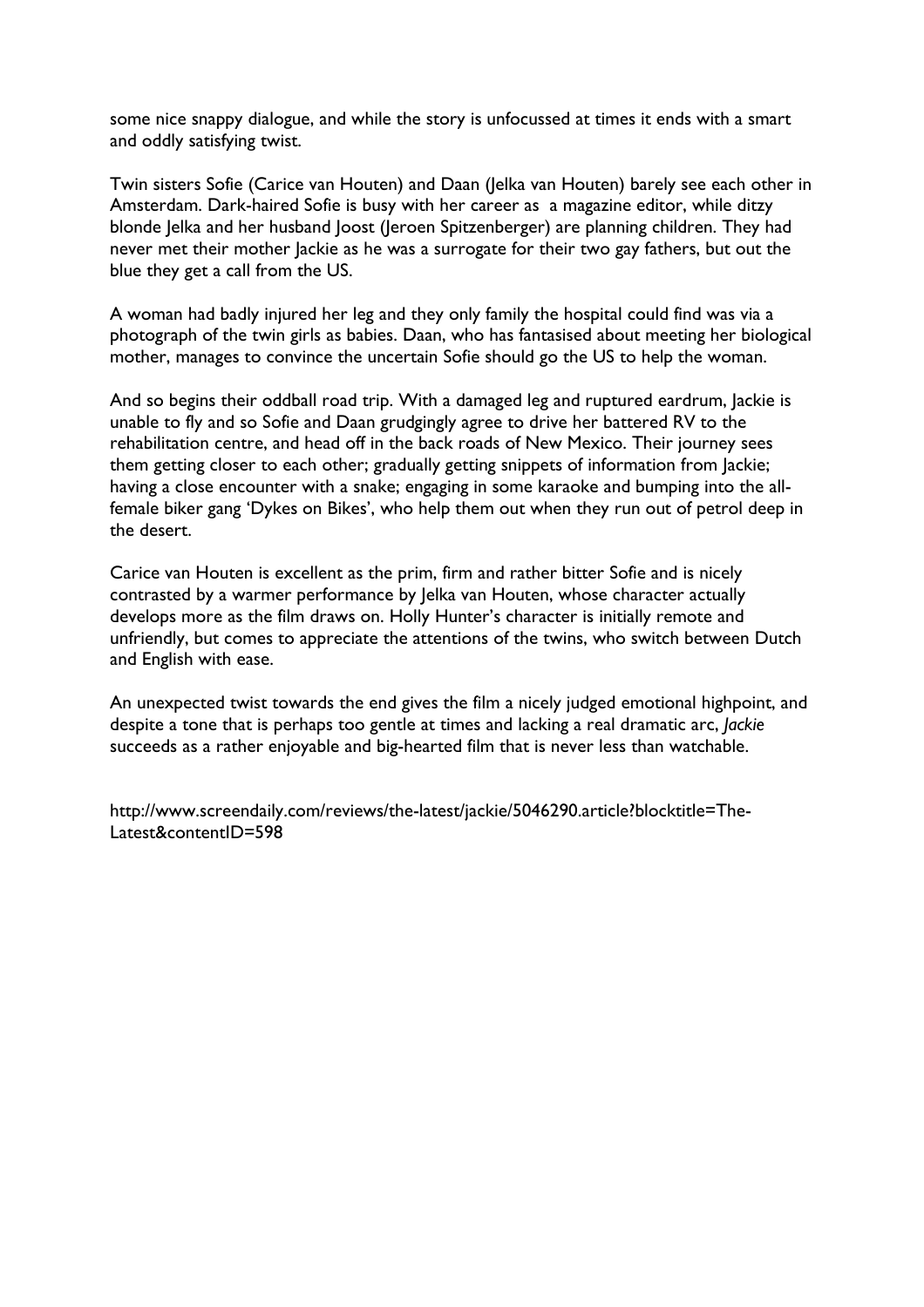some nice snappy dialogue, and while the story is unfocussed at times it ends with a smart and oddly satisfying twist.

Twin sisters Sofie (Carice van Houten) and Daan (Jelka van Houten) barely see each other in Amsterdam. Dark-haired Sofie is busy with her career as a magazine editor, while ditzy blonde Jelka and her husband Joost (Jeroen Spitzenberger) are planning children. They had never met their mother Jackie as he was a surrogate for their two gay fathers, but out the blue they get a call from the US.

A woman had badly injured her leg and they only family the hospital could find was via a photograph of the twin girls as babies. Daan, who has fantasised about meeting her biological mother, manages to convince the uncertain Sofie should go the US to help the woman.

And so begins their oddball road trip. With a damaged leg and ruptured eardrum, Jackie is unable to fly and so Sofie and Daan grudgingly agree to drive her battered RV to the rehabilitation centre, and head off in the back roads of New Mexico. Their journey sees them getting closer to each other; gradually getting snippets of information from Jackie; having a close encounter with a snake; engaging in some karaoke and bumping into the all-female biker gang 'Dykes on Bikes', who help them out when they run out of petrol deep in the desert.

Carice van Houten is excellent as the prim, firm and rather bitter Sofie and is nicely contrasted by a warmer performance by Jelka van Houten, whose character actually develops more as the film draws on. Holly Hunter's character is initially remote and unfriendly, but comes to appreciate the attentions of the twins, who switch between Dutch and English with ease.

An unexpected twist towards the end gives the film a nicely judged emotional highpoint, and despite a tone that is perhaps too gentle at times and lacking a real dramatic arc, *Jackie* succeeds as a rather enjoyable and big-hearted film that is never less than watchable.

http://www.screendaily.com/reviews/the-latest/jackie/5046290.article?blocktitle=The-Latest&contentID=598